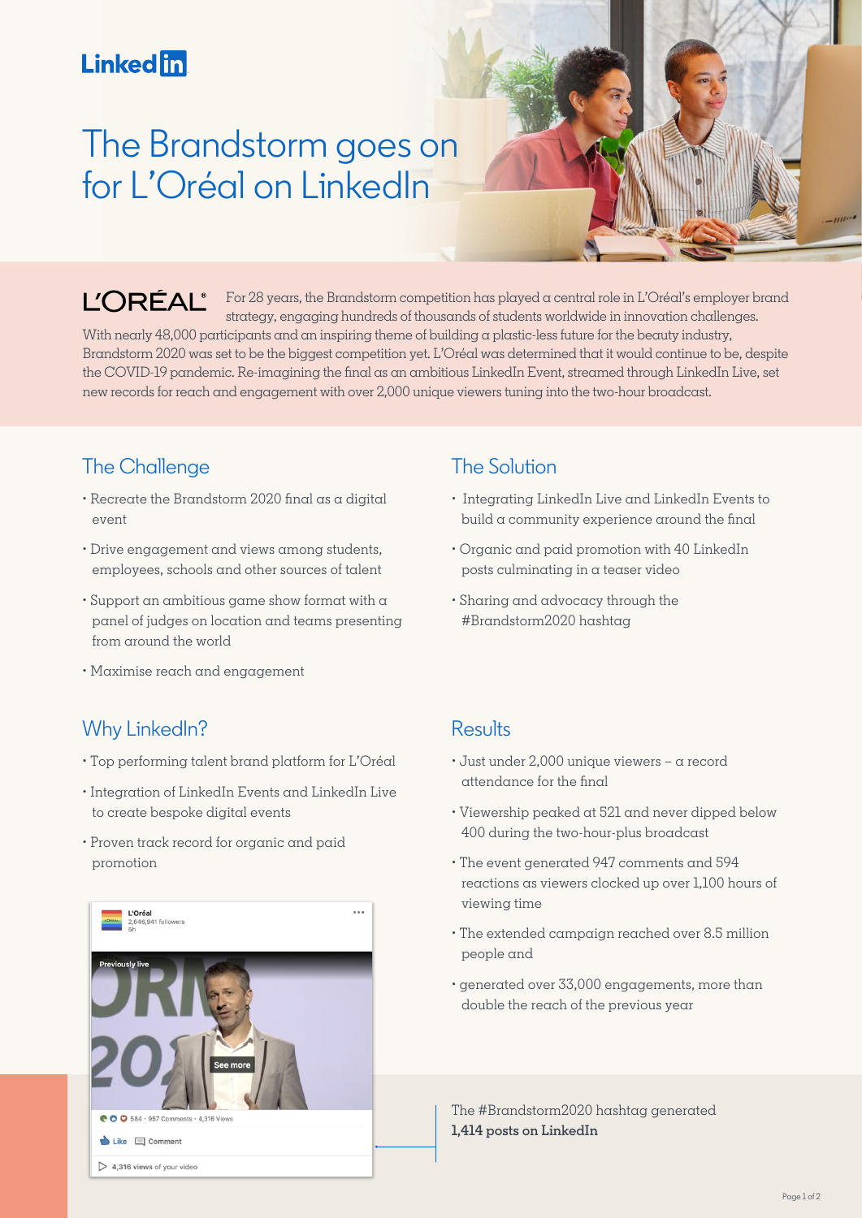# The Brandstorm goes on for L'Oréal on LinkedIn

For 28 years, the Brandstorm competition has played a central role in L'Oréal's employer brand strategy, engaging hundreds of thousands of students worldwide in innovation challenges. With nearly 48,000 participants and an inspiring theme of building a plastic-less future for the beauty industry, Brandstorm 2020 was set to be the biggest competition yet. L'Oréal was determined that it would continue to be, despite the COVID-19 pandemic. Re-imagining the final as an ambitious LinkedIn Event, streamed through LinkedIn Live, set new records for reach and engagement with over 2,000 unique viewers tuning into the two-hour broadcast.

## The Challenge

- Recreate the Brandstorm 2020 final as a digital event
- Drive engagement and views among students, employees, schools and other sources of talent
- Support an ambitious game show format with a panel of judges on location and teams presenting from around the world
- Maximise reach and engagement

## The Solution

- Integrating LinkedIn Live and LinkedIn Events to build a community experience around the final
- Organic and paid promotion with 40 LinkedIn posts culminating in a teaser video
- Sharing and advocacy through the #Brandstorm2020 hashtag

## Why LinkedIn?

- Top performing talent brand platform for L'Oréal
- Integration of LinkedIn Events and LinkedIn Live to create bespoke digital events
- Proven track record for organic and paid promotion

## Results

- Just under 2,000 unique viewers – a record attendance for the final
- Viewership peaked at 521 and never dipped below 400 during the two-hour-plus broadcast
- The event generated 947 comments and 594 reactions as viewers clocked up over 1,100 hours of viewing time
- The extended campaign reached over 8.5 million people and
- generated over 33,000 engagements, more than double the reach of the previous year

The #Brandstorm2020 hashtag generated **1,414 posts on LinkedIn**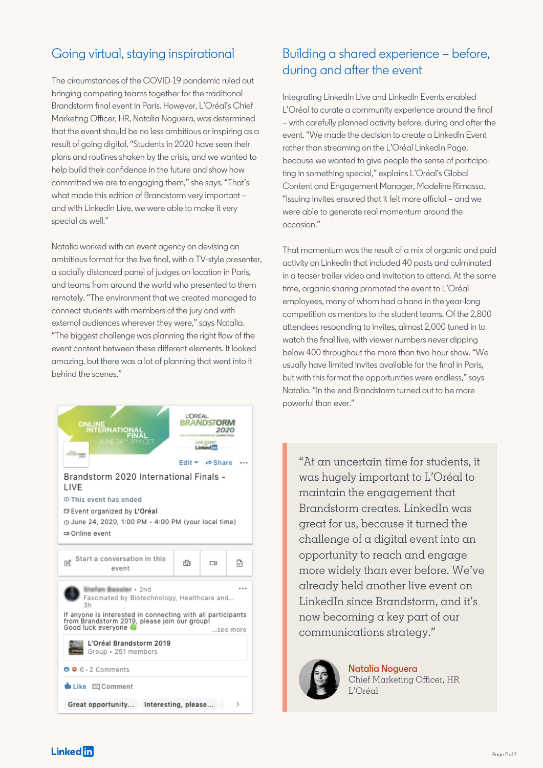## Going virtual, staying inspirational

The circumstances of the COVID-19 pandemic ruled out bringing competing teams together for the traditional Brandstorm final event in Paris. However, L'Oréal's Chief Marketing Officer, HR, Natalia Noguera, was determined that the event should be no less ambitious or inspiring as a result of going digital. "Students in 2020 have seen their plans and routines shaken by the crisis, and we wanted to help build their confidence in the future and show how committed we are to engaging them," she says. "That's what made this edition of Brandstorm very important – and with LinkedIn Live, we were able to make it very special as well."

Natalia worked with an event agency on devising an ambitious format for the live final, with a TV-style presenter, a socially distanced panel of judges on location in Paris, and teams from around the world who presented to them remotely. "The environment that we created managed to connect students with members of the jury and with external audiences wherever they were," says Natalia. "The biggest challenge was planning the right flow of the event content between these different elements. It looked amazing, but there was a lot of planning that went into it behind the scenes."

ONLINE INTERNATIONAL FINAL
JUNE 24TH, 1PM CET
L'ORÉAL BRANDSTORM 2020
LIVE EVENT LinkedIn
Edit Share
Brandstorm 2020 International Finals - LIVE
This event has ended
Event organized by L'Oréal
June 24, 2020, 1:00 PM - 4:00 PM (your local time)
Online event
Start a conversation in this event
Stefan Bassler • 2nd
Fascinated by Biotechnology, Healthcare and...
3h
If anyone is interested in connecting with all participants from Brandstorm 2019, please join our group!
Good luck everyone
...see more
L'Oréal Brandstorm 2019
Group • 251 members
6 • 2 Comments
Like Comment
Great opportunity... Interesting, please...

## Building a shared experience – before, during and after the event

Integrating LinkedIn Live and LinkedIn Events enabled L'Oréal to curate a community experience around the final – with carefully planned activity before, during and after the event. "We made the decision to create a LinkedIn Event rather than streaming on the L'Oréal LinkedIn Page, because we wanted to give people the sense of participating in something special," explains L'Oréal's Global Content and Engagement Manager, Madeline Rimassa. "Issuing invites ensured that it felt more official – and we were able to generate real momentum around the occasion."

That momentum was the result of a mix of organic and paid activity on LinkedIn that included 40 posts and culminated in a teaser trailer video and invitation to attend. At the same time, organic sharing promoted the event to L'Oréal employees, many of whom had a hand in the year-long competition as mentors to the student teams. Of the 2,800 attendees responding to invites, almost 2,000 tuned in to watch the final live, with viewer numbers never dipping below 400 throughout the more than two-hour show. "We usually have limited invites available for the final in Paris, but with this format the opportunities were endless," says Natalia. "In the end Brandstorm turned out to be more powerful than ever."

> "At an uncertain time for students, it was hugely important to L'Oréal to maintain the engagement that Brandstorm creates. LinkedIn was great for us, because it turned the challenge of a digital event into an opportunity to reach and engage more widely than ever before. We've already held another live event on LinkedIn since Brandstorm, and it's now becoming a key part of our communications strategy."
>
> **Natalia Noguera**
> Chief Marketing Officer, HR
> L'Oréal